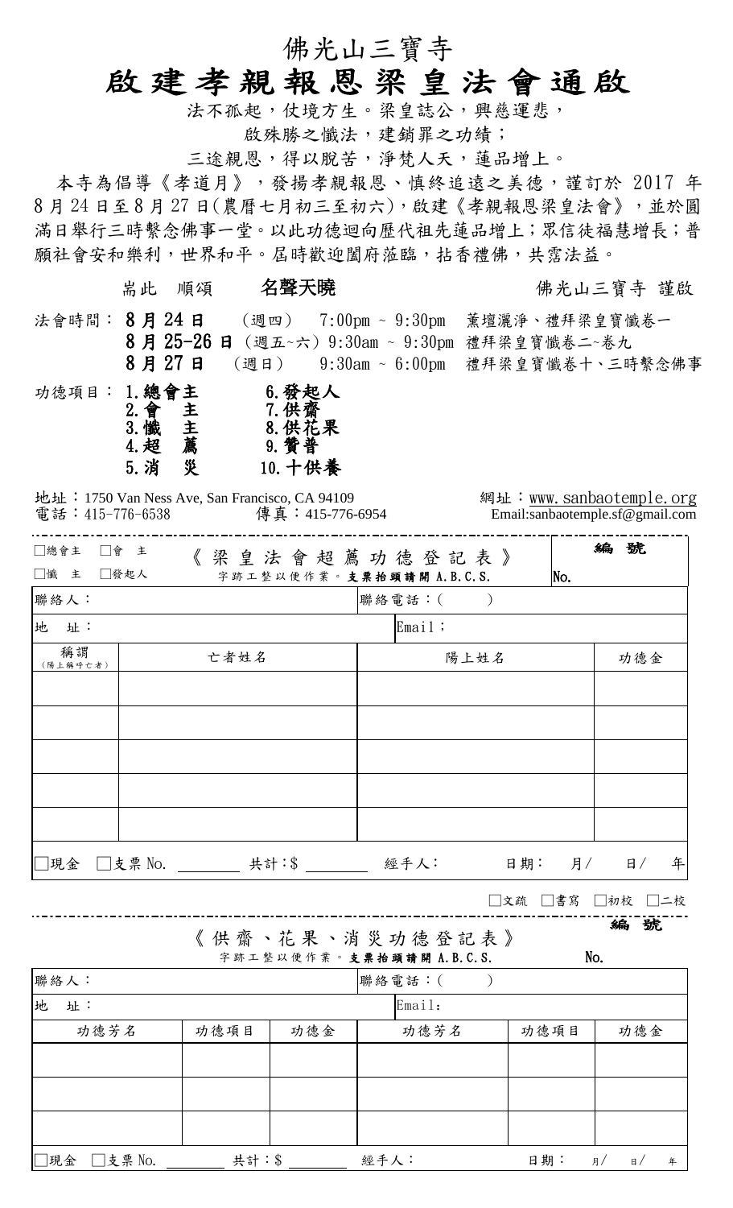# 佛光山三寶寺

# 啟建孝親報恩梁皇法會通啟

法不孤起，仗境方生。梁皇誌公，興慈運悲，
啟殊勝之懺法，建銷罪之功績；
三途親恩，得以脫苦，淨梵人天，蓮品增上。

本寺為倡導《孝道月》，發揚孝親報恩、慎終追遠之美德，謹訂於 2017 年 8 月 24 日至 8 月 27 日(農曆七月初三至初六)，啟建《孝親報恩梁皇法會》，並於圓滿日舉行三時繫念佛事一堂。以此功德迴向歷代祖先蓮品增上；眾信徒福慧增長；普願社會安和樂利，世界和平。屆時歡迎闔府蒞臨，拈香禮佛，共霑法益。

耑此 順頌 **名聲天曉**　　佛光山三寶寺 謹啟

法會時間：
- **8 月 24 日** (週四) 7:00pm ~ 9:30pm 薰壇灑淨、禮拜梁皇寶懺卷一
- **8 月 25-26 日** (週五~六) 9:30am ~ 9:30pm 禮拜梁皇寶懺卷二~卷九
- **8 月 27 日** (週日) 9:30am ~ 6:00pm 禮拜梁皇寶懺卷十、三時繫念佛事

功德項目：
- **1.總會主**
- **2.會　主**
- **3.懺　主**
- **4.超　薦**
- **5.消　災**
- **6.發起人**
- **7.供齋**
- **8.供花果**
- **9.贊普**
- **10.十供養**

地址：1750 Van Ness Ave, San Francisco, CA 94109
電話：415-776-6538　傳真：415-776-6954
網址：www.sanbaotemple.org
Email:sanbaotemple.sf@gmail.com

---

## 《梁皇法會超薦功德登記表》

□總會主 □會 主 □懺 主 □發起人

字跡工整以便作業。**支票抬頭請開 A.B.C.S.**

編 號 No.

| 聯絡人： | | 聯絡電話：( ) | |
|---|---|---|---|
| 地　址： | | Email； | |
| 稱謂 (陽上稱呼亡者) | 亡者姓名 | 陽上姓名 | 功德金 |
| | | | |
| | | | |
| | | | |
| | | | |
| | | | |

□現金 □支票 No. ________ 共計:$ ________ 經手人：　日期：　月/　日/　年

□文疏 □書寫 □初校 □二校

---

## 《供齋、花果、消災功德登記表》

字跡工整以便作業。**支票抬頭請開 A.B.C.S.**

編 號 No.

| 聯絡人： | | | 聯絡電話：( ) | | |
|---|---|---|---|---|---|
| 地　址： | | | Email: | | |
| 功德芳名 | 功德項目 | 功德金 | 功德芳名 | 功德項目 | 功德金 |
| | | | | | |
| | | | | | |
| | | | | | |

□現金 □支票 No. ________ 共計：$ ________ 經手人：　日期：　月/　日/　年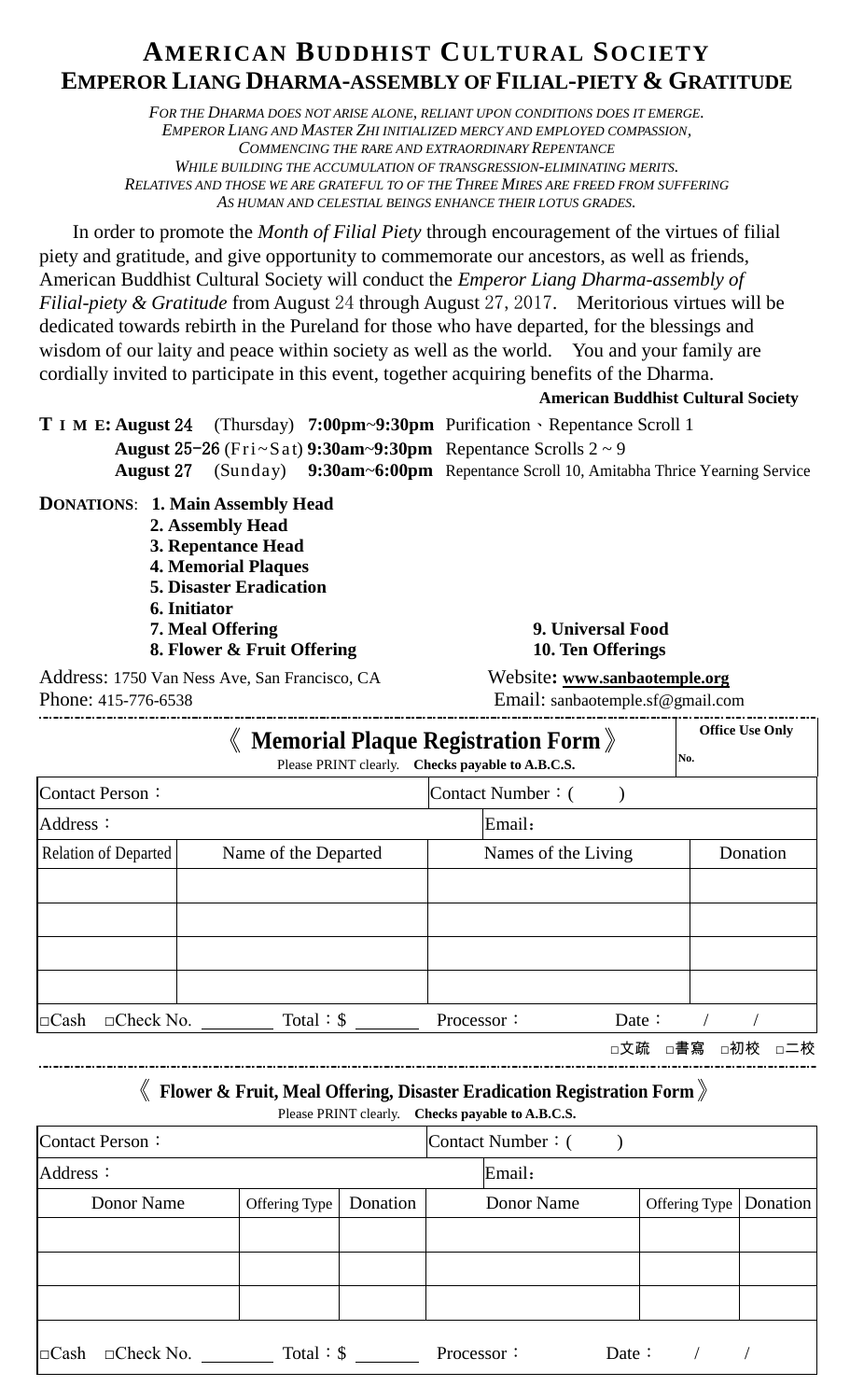# AMERICAN BUDDHIST CULTURAL SOCIETY
## EMPEROR LIANG DHARMA-ASSEMBLY OF FILIAL-PIETY & GRATITUDE

*FOR THE DHARMA DOES NOT ARISE ALONE, RELIANT UPON CONDITIONS DOES IT EMERGE.*
*EMPEROR LIANG AND MASTER ZHI INITIALIZED MERCY AND EMPLOYED COMPASSION,*
*COMMENCING THE RARE AND EXTRAORDINARY REPENTANCE*
*WHILE BUILDING THE ACCUMULATION OF TRANSGRESSION-ELIMINATING MERITS.*
*RELATIVES AND THOSE WE ARE GRATEFUL TO OF THE THREE MIRES ARE FREED FROM SUFFERING*
*AS HUMAN AND CELESTIAL BEINGS ENHANCE THEIR LOTUS GRADES.*

In order to promote the *Month of Filial Piety* through encouragement of the virtues of filial piety and gratitude, and give opportunity to commemorate our ancestors, as well as friends, American Buddhist Cultural Society will conduct the *Emperor Liang Dharma-assembly of Filial-piety & Gratitude* from August 24 through August 27, 2017. Meritorious virtues will be dedicated towards rebirth in the Pureland for those who have departed, for the blessings and wisdom of our laity and peace within society as well as the world. You and your family are cordially invited to participate in this event, together acquiring benefits of the Dharma.

**American Buddhist Cultural Society**

**TIME: August 24** (Thursday) **7:00pm~9:30pm** Purification、Repentance Scroll 1
**August 25–26** (Fri~Sat) **9:30am~9:30pm** Repentance Scrolls 2 ~ 9
**August 27** (Sunday) **9:30am~6:00pm** Repentance Scroll 10, Amitabha Thrice Yearning Service

**DONATIONS**:
1. **Main Assembly Head**
2. **Assembly Head**
3. **Repentance Head**
4. **Memorial Plaques**
5. **Disaster Eradication**
6. **Initiator**
7. **Meal Offering**
8. **Flower & Fruit Offering**
9. **Universal Food**
10. **Ten Offerings**

Address: 1750 Van Ness Ave, San Francisco, CA
Phone: 415-776-6538
Website: **www.sanbaotemple.org**
Email: sanbaotemple.sf@gmail.com

## 《 Memorial Plaque Registration Form 》

Please PRINT clearly. **Checks payable to A.B.C.S.**

**Office Use Only** No.

| Contact Person： | | Contact Number：( ) | |
|---|---|---|---|
| Address： | | Email： | |
| Relation of Departed | Name of the Departed | Names of the Living | Donation |
| | | | |
| | | | |
| | | | |
| | | | |

□Cash □Check No. ________ Total：$ ________ Processor： Date： / /

□文疏 □書寫 □初校 □二校

## 《 Flower & Fruit, Meal Offering, Disaster Eradication Registration Form 》

Please PRINT clearly. **Checks payable to A.B.C.S.**

| Contact Person： | | | Contact Number：( ) | | |
|---|---|---|---|---|---|
| Address： | | | Email： | | |
| Donor Name | Offering Type | Donation | Donor Name | Offering Type | Donation |
| | | | | | |
| | | | | | |
| | | | | | |

□Cash □Check No. ________ Total：$ ________ Processor： Date： / /